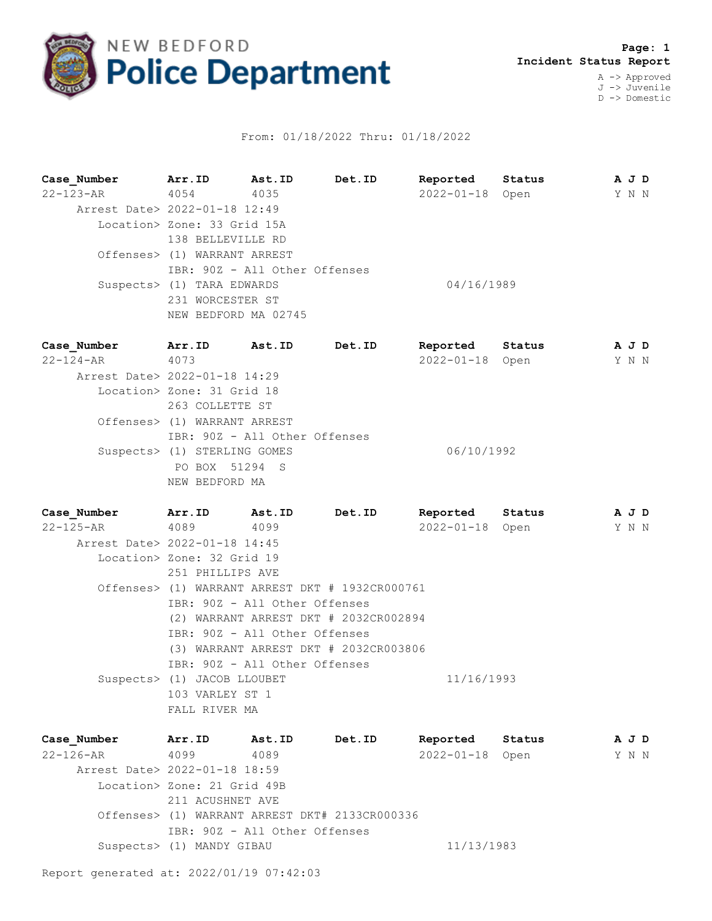# NEW BEDFORD Police Department

**Incident Status Report**

A -> Approved
J -> Juvenile
D -> Domestic

From: 01/18/2022 Thru: 01/18/2022

| Case_Number | Arr.ID | Ast.ID | Det.ID | Reported | Status | A J D |
|---|---|---|---|---|---|---|
| 22-123-AR | 4054 | 4035 | | 2022-01-18 | Open | Y N N |

Arrest Date> 2022-01-18 12:49
Location> Zone: 33 Grid 15A
138 BELLEVILLE RD
Offenses> (1) WARRANT ARREST
IBR: 90Z - All Other Offenses
Suspects> (1) TARA EDWARDS 04/16/1989
231 WORCESTER ST
NEW BEDFORD MA 02745

| Case_Number | Arr.ID | Ast.ID | Det.ID | Reported | Status | A J D |
|---|---|---|---|---|---|---|
| 22-124-AR | 4073 | | | 2022-01-18 | Open | Y N N |

Arrest Date> 2022-01-18 14:29
Location> Zone: 31 Grid 18
263 COLLETTE ST
Offenses> (1) WARRANT ARREST
IBR: 90Z - All Other Offenses
Suspects> (1) STERLING GOMES 06/10/1992
PO BOX 51294 S
NEW BEDFORD MA

| Case_Number | Arr.ID | Ast.ID | Det.ID | Reported | Status | A J D |
|---|---|---|---|---|---|---|
| 22-125-AR | 4089 | 4099 | | 2022-01-18 | Open | Y N N |

Arrest Date> 2022-01-18 14:45
Location> Zone: 32 Grid 19
251 PHILLIPS AVE
Offenses> (1) WARRANT ARREST DKT # 1932CR000761
IBR: 90Z - All Other Offenses
(2) WARRANT ARREST DKT # 2032CR002894
IBR: 90Z - All Other Offenses
(3) WARRANT ARREST DKT # 2032CR003806
IBR: 90Z - All Other Offenses
Suspects> (1) JACOB LLOUBET 11/16/1993
103 VARLEY ST 1
FALL RIVER MA

| Case_Number | Arr.ID | Ast.ID | Det.ID | Reported | Status | A J D |
|---|---|---|---|---|---|---|
| 22-126-AR | 4099 | 4089 | | 2022-01-18 | Open | Y N N |

Arrest Date> 2022-01-18 18:59
Location> Zone: 21 Grid 49B
211 ACUSHNET AVE
Offenses> (1) WARRANT ARREST DKT# 2133CR000336
IBR: 90Z - All Other Offenses
Suspects> (1) MANDY GIBAU 11/13/1983

Report generated at: 2022/01/19 07:42:03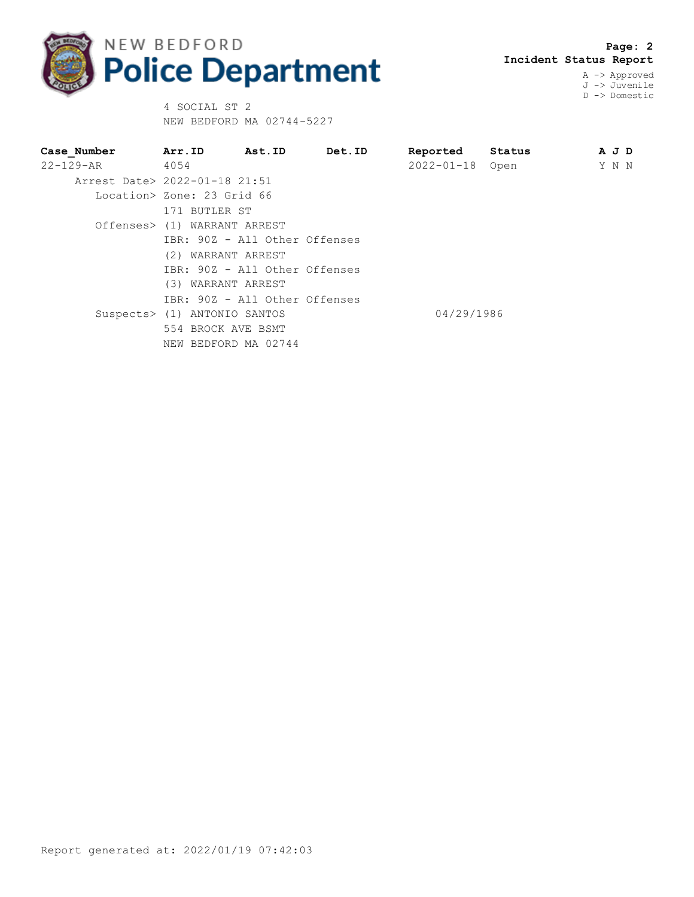# NEW BEDFORD Police Department

**Page: 2**
**Incident Status Report**

A -> Approved
J -> Juvenile
D -> Domestic

4 SOCIAL ST 2
NEW BEDFORD MA 02744-5227

| Case_Number | Arr.ID | Ast.ID | Det.ID | Reported | Status | A J D |
|---|---|---|---|---|---|---|
| 22-129-AR | 4054 | | | 2022-01-18 | Open | Y N N |

Arrest Date> 2022-01-18 21:51

Location> Zone: 23 Grid 66
171 BUTLER ST

Offenses> (1) WARRANT ARREST
IBR: 90Z - All Other Offenses
(2) WARRANT ARREST
IBR: 90Z - All Other Offenses
(3) WARRANT ARREST
IBR: 90Z - All Other Offenses

Suspects> (1) ANTONIO SANTOS 04/29/1986
554 BROCK AVE BSMT
NEW BEDFORD MA 02744

Report generated at: 2022/01/19 07:42:03